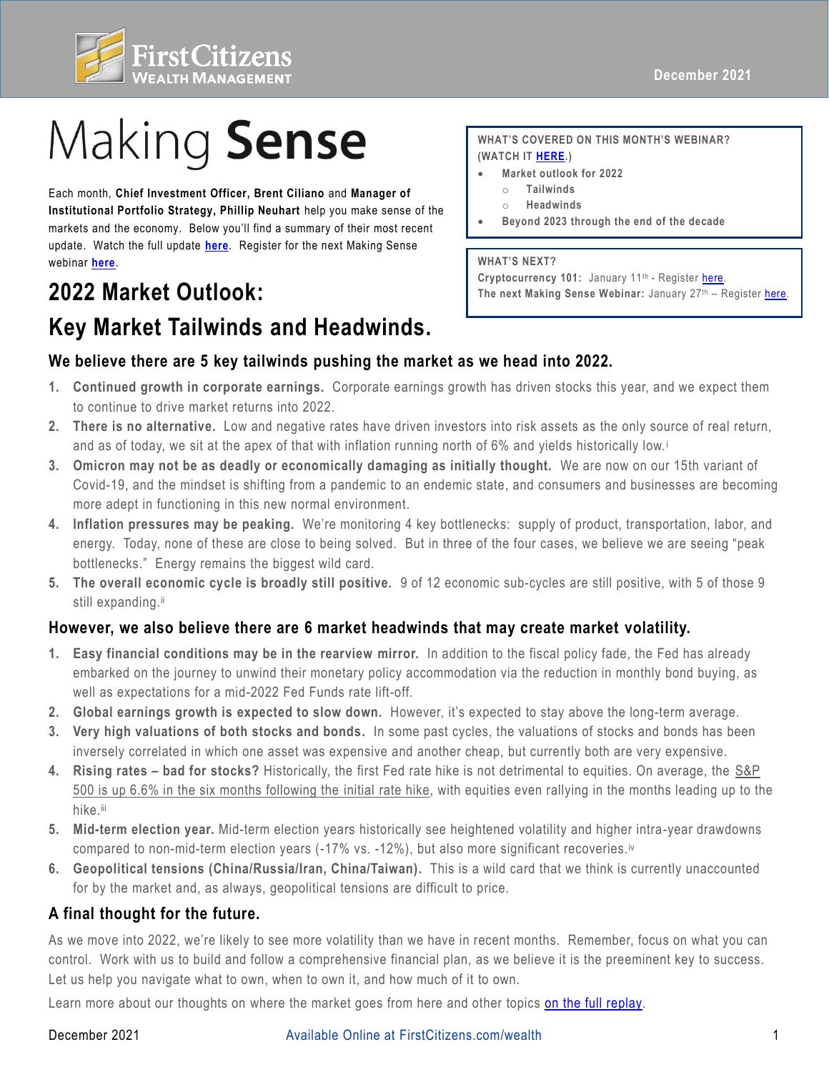# Making **Sense**

Each month, **Chief Investment Officer, Brent Ciliano** and **Manager of Institutional Portfolio Strategy, Phillip Neuhart** help you make sense of the markets and the economy. Below you'll find a summary of their most recent update. Watch the full update **here**. Register for the next Making Sense webinar **here**.

**WHAT'S COVERED ON THIS MONTH'S WEBINAR? (WATCH IT HERE.)**

- Market outlook for 2022
  - Tailwinds
  - Headwinds
- Beyond 2023 through the end of the decade

**WHAT'S NEXT?**

**Cryptocurrency 101:** January 11th - Register here.
**The next Making Sense Webinar:** January 27th – Register here.

## 2022 Market Outlook: Key Market Tailwinds and Headwinds.

### We believe there are 5 key tailwinds pushing the market as we head into 2022.

1. **Continued growth in corporate earnings.** Corporate earnings growth has driven stocks this year, and we expect them to continue to drive market returns into 2022.
2. **There is no alternative.** Low and negative rates have driven investors into risk assets as the only source of real return, and as of today, we sit at the apex of that with inflation running north of 6% and yields historically low.[i]
3. **Omicron may not be as deadly or economically damaging as initially thought.** We are now on our 15th variant of Covid-19, and the mindset is shifting from a pandemic to an endemic state, and consumers and businesses are becoming more adept in functioning in this new normal environment.
4. **Inflation pressures may be peaking.** We're monitoring 4 key bottlenecks: supply of product, transportation, labor, and energy. Today, none of these are close to being solved. But in three of the four cases, we believe we are seeing "peak bottlenecks." Energy remains the biggest wild card.
5. **The overall economic cycle is broadly still positive.** 9 of 12 economic sub-cycles are still positive, with 5 of those 9 still expanding.[ii]

### However, we also believe there are 6 market headwinds that may create market volatility.

1. **Easy financial conditions may be in the rearview mirror.** In addition to the fiscal policy fade, the Fed has already embarked on the journey to unwind their monetary policy accommodation via the reduction in monthly bond buying, as well as expectations for a mid-2022 Fed Funds rate lift-off.
2. **Global earnings growth is expected to slow down.** However, it's expected to stay above the long-term average.
3. **Very high valuations of both stocks and bonds.** In some past cycles, the valuations of stocks and bonds has been inversely correlated in which one asset was expensive and another cheap, but currently both are very expensive.
4. **Rising rates – bad for stocks?** Historically, the first Fed rate hike is not detrimental to equities. On average, the S&P 500 is up 6.6% in the six months following the initial rate hike, with equities even rallying in the months leading up to the hike.[iii]
5. **Mid-term election year.** Mid-term election years historically see heightened volatility and higher intra-year drawdowns compared to non-mid-term election years (-17% vs. -12%), but also more significant recoveries.[iv]
6. **Geopolitical tensions (China/Russia/Iran, China/Taiwan).** This is a wild card that we think is currently unaccounted for by the market and, as always, geopolitical tensions are difficult to price.

### A final thought for the future.

As we move into 2022, we're likely to see more volatility than we have in recent months. Remember, focus on what you can control. Work with us to build and follow a comprehensive financial plan, as we believe it is the preeminent key to success. Let us help you navigate what to own, when to own it, and how much of it to own.

Learn more about our thoughts on where the market goes from here and other topics on the full replay.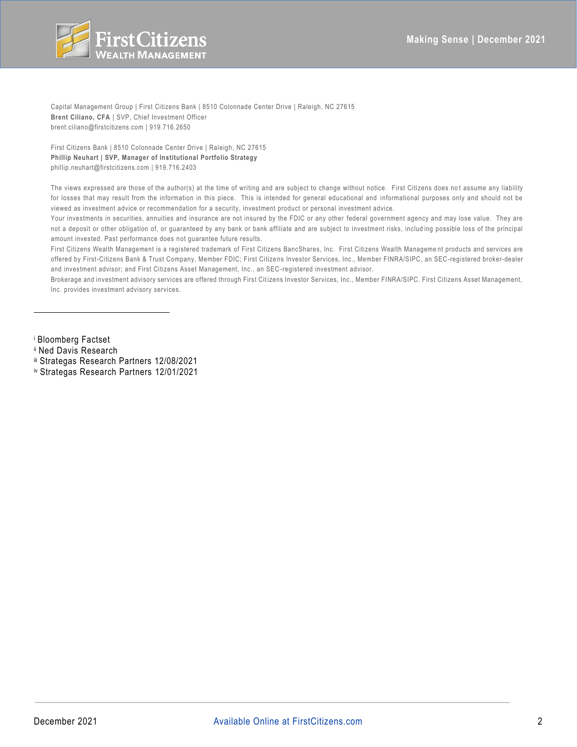Capital Management Group | First Citizens Bank | 8510 Colonnade Center Drive | Raleigh, NC 27615
**Brent Ciliano, CFA** | SVP, Chief Investment Officer
brent.ciliano@firstcitizens.com | 919.716.2650

First Citizens Bank | 8510 Colonnade Center Drive | Raleigh, NC 27615
**Phillip Neuhart | SVP, Manager of Institutional Portfolio Strategy**
phillip.neuhart@firstcitizens.com | 919.716.2403

The views expressed are those of the author(s) at the time of writing and are subject to change without notice. First Citizens does not assume any liability for losses that may result from the information in this piece. This is intended for general educational and informational purposes only and should not be viewed as investment advice or recommendation for a security, investment product or personal investment advice.
Your investments in securities, annuities and insurance are not insured by the FDIC or any other federal government agency and may lose value. They are not a deposit or other obligation of, or guaranteed by any bank or bank affiliate and are subject to investment risks, including possible loss of the principal amount invested. Past performance does not guarantee future results.
First Citizens Wealth Management is a registered trademark of First Citizens BancShares, Inc. First Citizens Wealth Management products and services are offered by First-Citizens Bank & Trust Company, Member FDIC; First Citizens Investor Services, Inc., Member FINRA/SIPC, an SEC-registered broker-dealer and investment advisor; and First Citizens Asset Management, Inc., an SEC-registered investment advisor.
Brokerage and investment advisory services are offered through First Citizens Investor Services, Inc., Member FINRA/SIPC. First Citizens Asset Management, Inc. provides investment advisory services.

---

[i] Bloomberg Factset
[ii] Ned Davis Research
[iii] Strategas Research Partners 12/08/2021
[iv] Strategas Research Partners 12/01/2021